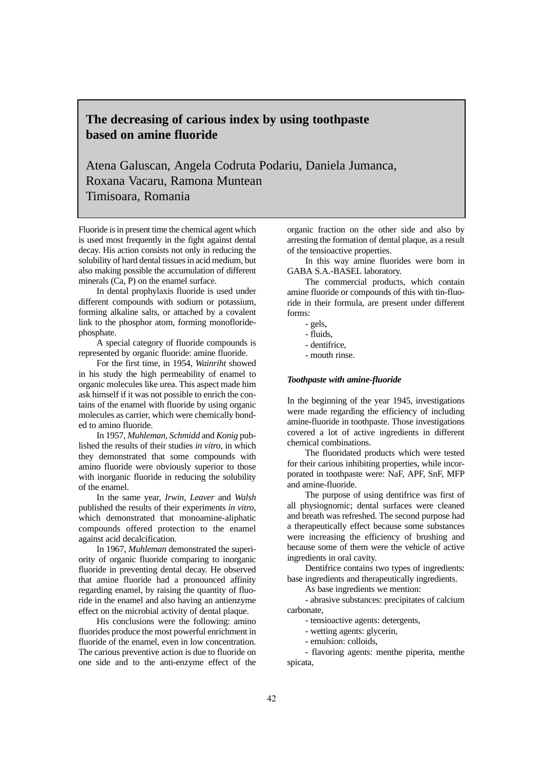# The decreasing of carious index by using toothpaste based on amine fluoride

Atena Galuscan, Angela Codruta Podariu, Daniela Jumanca, Roxana Vacaru, Ramona Muntean
Timisoara, Romania

Fluoride is in present time the chemical agent which is used most frequently in the fight against dental decay. His action consists not only in reducing the solubility of hard dental tissues in acid medium, but also making possible the accumulation of different minerals (Ca, P) on the enamel surface.

In dental prophylaxis fluoride is used under different compounds with sodium or potassium, forming alkaline salts, or attached by a covalent link to the phosphor atom, forming monofloride-phosphate.

A special category of fluoride compounds is represented by organic fluoride: amine fluoride.

For the first time, in 1954, *Wainriht* showed in his study the high permeability of enamel to organic molecules like urea. This aspect made him ask himself if it was not possible to enrich the contains of the enamel with fluoride by using organic molecules as carrier, which were chemically bonded to amino fluoride.

In 1957, *Muhleman, Schmidd* and *Konig* published the results of their studies *in vitro,* in which they demonstrated that some compounds with amino fluoride were obviously superior to those with inorganic fluoride in reducing the solubility of the enamel.

In the same year, *Irwin, Leaver* and *Walsh* published the results of their experiments *in vitro,* which demonstrated that monoamine-aliphatic compounds offered protection to the enamel against acid decalcification.

In 1967, *Muhleman* demonstrated the superiority of organic fluoride comparing to inorganic fluoride in preventing dental decay. He observed that amine fluoride had a pronounced affinity regarding enamel, by raising the quantity of fluoride in the enamel and also having an antienzyme effect on the microbial activity of dental plaque.

His conclusions were the following: amino fluorides produce the most powerful enrichment in fluoride of the enamel, even in low concentration. The carious preventive action is due to fluoride on one side and to the anti-enzyme effect of the organic fraction on the other side and also by arresting the formation of dental plaque, as a result of the tensioactive properties.

In this way amine fluorides were born in GABA S.A.-BASEL laboratory.

The commercial products, which contain amine fluoride or compounds of this with tin-fluoride in their formula, are present under different forms:

- gels,
- fluids,
- dentifrice,
- mouth rinse.

### *Toothpaste with amine-fluoride*

In the beginning of the year 1945, investigations were made regarding the efficiency of including amine-fluoride in toothpaste. Those investigations covered a lot of active ingredients in different chemical combinations.

The fluoridated products which were tested for their carious inhibiting properties, while incorporated in toothpaste were: NaF, APF, SnF, MFP and amine-fluoride.

The purpose of using dentifrice was first of all physiognomic; dental surfaces were cleaned and breath was refreshed. The second purpose had a therapeutically effect because some substances were increasing the efficiency of brushing and because some of them were the vehicle of active ingredients in oral cavity.

Dentifrice contains two types of ingredients: base ingredients and therapeutically ingredients.

As base ingredients we mention:

- abrasive substances: precipitates of calcium carbonate,
- tensioactive agents: detergents,
- wetting agents: glycerin,
- emulsion: colloids,
- flavoring agents: menthe piperita, menthe spicata,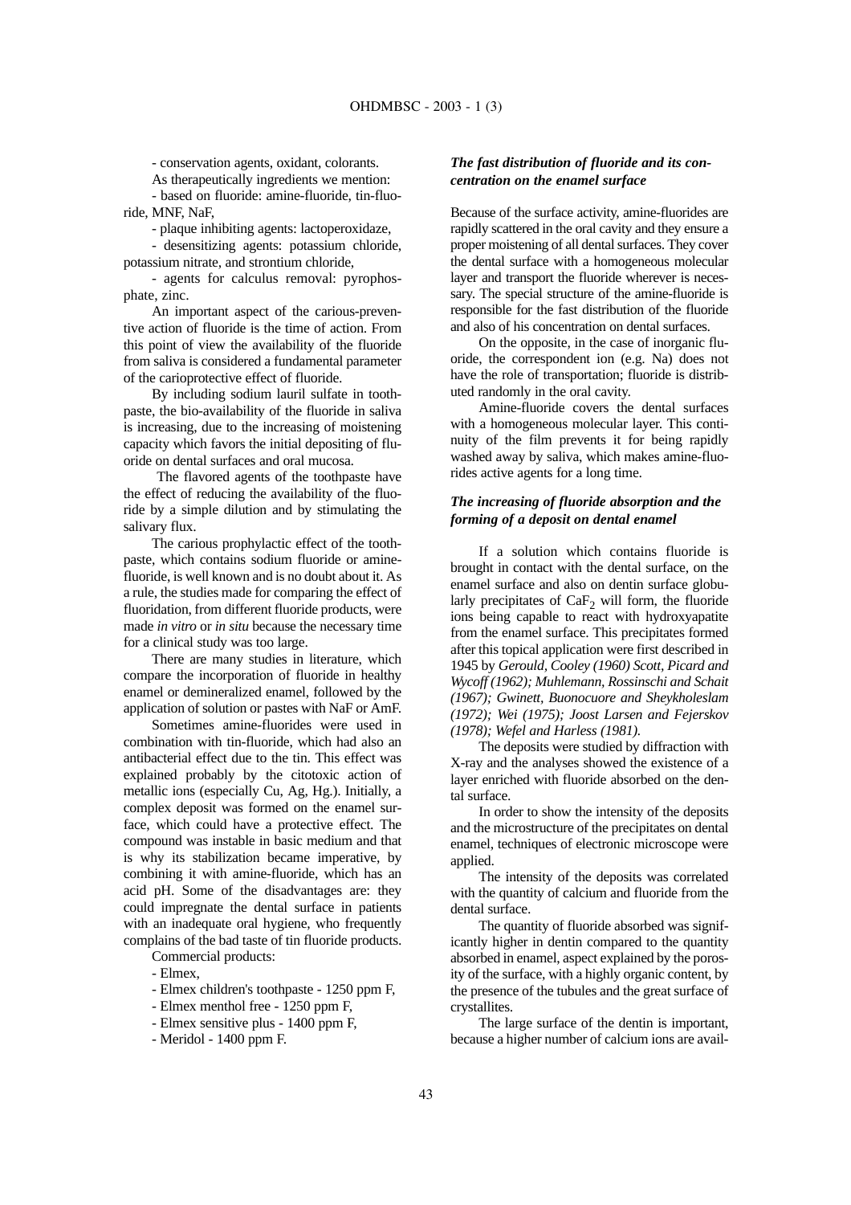- conservation agents, oxidant, colorants.

As therapeutically ingredients we mention:

- based on fluoride: amine-fluoride, tin-fluoride, MNF, NaF,
- plaque inhibiting agents: lactoperoxidaze,
- desensitizing agents: potassium chloride, potassium nitrate, and strontium chloride,
- agents for calculus removal: pyrophosphate, zinc.

An important aspect of the carious-preventive action of fluoride is the time of action. From this point of view the availability of the fluoride from saliva is considered a fundamental parameter of the carioprotective effect of fluoride.

By including sodium lauril sulfate in toothpaste, the bio-availability of the fluoride in saliva is increasing, due to the increasing of moistening capacity which favors the initial depositing of fluoride on dental surfaces and oral mucosa.

The flavored agents of the toothpaste have the effect of reducing the availability of the fluoride by a simple dilution and by stimulating the salivary flux.

The carious prophylactic effect of the toothpaste, which contains sodium fluoride or amine-fluoride, is well known and is no doubt about it. As a rule, the studies made for comparing the effect of fluoridation, from different fluoride products, were made *in vitro* or *in situ* because the necessary time for a clinical study was too large.

There are many studies in literature, which compare the incorporation of fluoride in healthy enamel or demineralized enamel, followed by the application of solution or pastes with NaF or AmF.

Sometimes amine-fluorides were used in combination with tin-fluoride, which had also an antibacterial effect due to the tin. This effect was explained probably by the citotoxic action of metallic ions (especially Cu, Ag, Hg.). Initially, a complex deposit was formed on the enamel surface, which could have a protective effect. The compound was instable in basic medium and that is why its stabilization became imperative, by combining it with amine-fluoride, which has an acid pH. Some of the disadvantages are: they could impregnate the dental surface in patients with an inadequate oral hygiene, who frequently complains of the bad taste of tin fluoride products.

Commercial products:

- Elmex,
- Elmex children's toothpaste - 1250 ppm F,
- Elmex menthol free - 1250 ppm F,
- Elmex sensitive plus - 1400 ppm F,
- Meridol - 1400 ppm F.

### *The fast distribution of fluoride and its concentration on the enamel surface*

Because of the surface activity, amine-fluorides are rapidly scattered in the oral cavity and they ensure a proper moistening of all dental surfaces. They cover the dental surface with a homogeneous molecular layer and transport the fluoride wherever is necessary. The special structure of the amine-fluoride is responsible for the fast distribution of the fluoride and also of his concentration on dental surfaces.

On the opposite, in the case of inorganic fluoride, the correspondent ion (e.g. Na) does not have the role of transportation; fluoride is distributed randomly in the oral cavity.

Amine-fluoride covers the dental surfaces with a homogeneous molecular layer. This continuity of the film prevents it for being rapidly washed away by saliva, which makes amine-fluorides active agents for a long time.

### *The increasing of fluoride absorption and the forming of a deposit on dental enamel*

If a solution which contains fluoride is brought in contact with the dental surface, on the enamel surface and also on dentin surface globularly precipitates of $CaF_2$ will form, the fluoride ions being capable to react with hydroxyapatite from the enamel surface. This precipitates formed after this topical application were first described in 1945 by *Gerould, Cooley (1960) Scott, Picard and Wycoff (1962); Muhlemann, Rossinschi and Schait (1967); Gwinett, Buonocuore and Sheykholeslam (1972); Wei (1975); Joost Larsen and Fejerskov (1978); Wefel and Harless (1981).*

The deposits were studied by diffraction with X-ray and the analyses showed the existence of a layer enriched with fluoride absorbed on the dental surface.

In order to show the intensity of the deposits and the microstructure of the precipitates on dental enamel, techniques of electronic microscope were applied.

The intensity of the deposits was correlated with the quantity of calcium and fluoride from the dental surface.

The quantity of fluoride absorbed was significantly higher in dentin compared to the quantity absorbed in enamel, aspect explained by the porosity of the surface, with a highly organic content, by the presence of the tubules and the great surface of crystallites.

The large surface of the dentin is important, because a higher number of calcium ions are avail-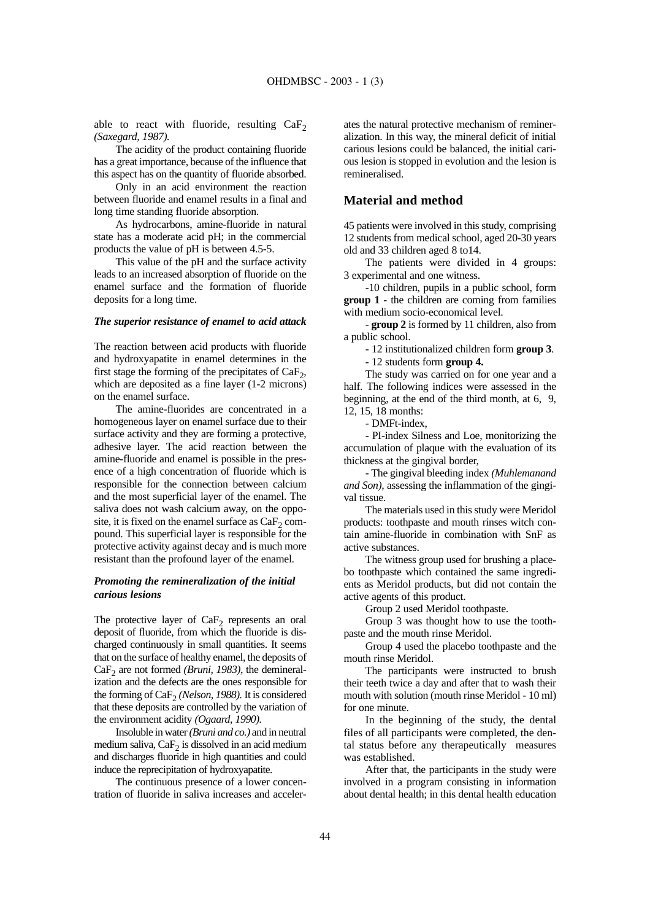able to react with fluoride, resulting $CaF_2$ *(Saxegard, 1987).*

The acidity of the product containing fluoride has a great importance, because of the influence that this aspect has on the quantity of fluoride absorbed.

Only in an acid environment the reaction between fluoride and enamel results in a final and long time standing fluoride absorption.

As hydrocarbons, amine-fluoride in natural state has a moderate acid pH; in the commercial products the value of pH is between 4.5-5.

This value of the pH and the surface activity leads to an increased absorption of fluoride on the enamel surface and the formation of fluoride deposits for a long time.

### *The superior resistance of enamel to acid attack*

The reaction between acid products with fluoride and hydroxyapatite in enamel determines in the first stage the forming of the precipitates of $CaF_2$, which are deposited as a fine layer (1-2 microns) on the enamel surface.

The amine-fluorides are concentrated in a homogeneous layer on enamel surface due to their surface activity and they are forming a protective, adhesive layer. The acid reaction between the amine-fluoride and enamel is possible in the presence of a high concentration of fluoride which is responsible for the connection between calcium and the most superficial layer of the enamel. The saliva does not wash calcium away, on the opposite, it is fixed on the enamel surface as $CaF_2$ compound. This superficial layer is responsible for the protective activity against decay and is much more resistant than the profound layer of the enamel.

### *Promoting the remineralization of the initial carious lesions*

The protective layer of $CaF_2$ represents an oral deposit of fluoride, from which the fluoride is discharged continuously in small quantities. It seems that on the surface of healthy enamel, the deposits of $CaF_2$ are not formed *(Bruni, 1983)*, the demineralization and the defects are the ones responsible for the forming of $CaF_2$ *(Nelson, 1988).* It is considered that these deposits are controlled by the variation of the environment acidity *(Ogaard, 1990).*

Insoluble in water *(Bruni and co.)* and in neutral medium saliva, $CaF_2$ is dissolved in an acid medium and discharges fluoride in high quantities and could induce the reprecipitation of hydroxyapatite.

The continuous presence of a lower concentration of fluoride in saliva increases and accelerates the natural protective mechanism of remineralization. In this way, the mineral deficit of initial carious lesions could be balanced, the initial carious lesion is stopped in evolution and the lesion is remineralised.

## Material and method

45 patients were involved in this study, comprising 12 students from medical school, aged 20-30 years old and 33 children aged 8 to14.

The patients were divided in 4 groups: 3 experimental and one witness.

-10 children, pupils in a public school, form **group 1** - the children are coming from families with medium socio-economical level.

- **group 2** is formed by 11 children, also from a public school.

- 12 institutionalized children form **group 3**.

- 12 students form **group 4.**

The study was carried on for one year and a half. The following indices were assessed in the beginning, at the end of the third month, at 6, 9, 12, 15, 18 months:

- DMFt-index,

- PI-index Silness and Loe, monitorizing the accumulation of plaque with the evaluation of its thickness at the gingival border,

- The gingival bleeding index *(Muhlemanand and Son)*, assessing the inflammation of the gingival tissue.

The materials used in this study were Meridol products: toothpaste and mouth rinses witch contain amine-fluoride in combination with SnF as active substances.

The witness group used for brushing a placebo toothpaste which contained the same ingredients as Meridol products, but did not contain the active agents of this product.

Group 2 used Meridol toothpaste.

Group 3 was thought how to use the toothpaste and the mouth rinse Meridol.

Group 4 used the placebo toothpaste and the mouth rinse Meridol.

The participants were instructed to brush their teeth twice a day and after that to wash their mouth with solution (mouth rinse Meridol - 10 ml) for one minute.

In the beginning of the study, the dental files of all participants were completed, the dental status before any therapeutically measures was established.

After that, the participants in the study were involved in a program consisting in information about dental health; in this dental health education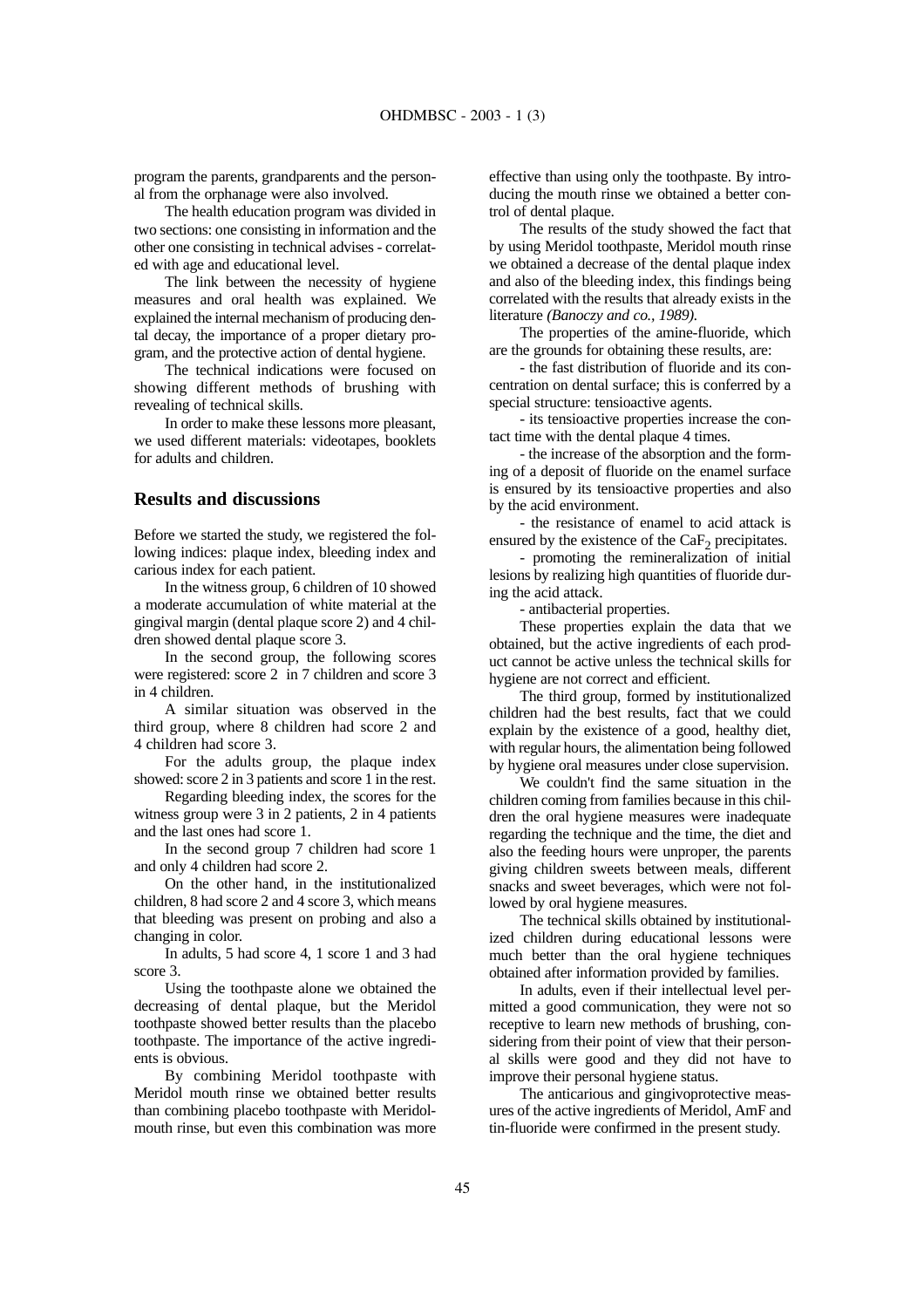program the parents, grandparents and the personal from the orphanage were also involved.

The health education program was divided in two sections: one consisting in information and the other one consisting in technical advises - correlated with age and educational level.

The link between the necessity of hygiene measures and oral health was explained. We explained the internal mechanism of producing dental decay, the importance of a proper dietary program, and the protective action of dental hygiene.

The technical indications were focused on showing different methods of brushing with revealing of technical skills.

In order to make these lessons more pleasant, we used different materials: videotapes, booklets for adults and children.

## Results and discussions

Before we started the study, we registered the following indices: plaque index, bleeding index and carious index for each patient.

In the witness group, 6 children of 10 showed a moderate accumulation of white material at the gingival margin (dental plaque score 2) and 4 children showed dental plaque score 3.

In the second group, the following scores were registered: score 2 in 7 children and score 3 in 4 children.

A similar situation was observed in the third group, where 8 children had score 2 and 4 children had score 3.

For the adults group, the plaque index showed: score 2 in 3 patients and score 1 in the rest.

Regarding bleeding index, the scores for the witness group were 3 in 2 patients, 2 in 4 patients and the last ones had score 1.

In the second group 7 children had score 1 and only 4 children had score 2.

On the other hand, in the institutionalized children, 8 had score 2 and 4 score 3, which means that bleeding was present on probing and also a changing in color.

In adults, 5 had score 4, 1 score 1 and 3 had score 3.

Using the toothpaste alone we obtained the decreasing of dental plaque, but the Meridol toothpaste showed better results than the placebo toothpaste. The importance of the active ingredients is obvious.

By combining Meridol toothpaste with Meridol mouth rinse we obtained better results than combining placebo toothpaste with Meridol-mouth rinse, but even this combination was more effective than using only the toothpaste. By introducing the mouth rinse we obtained a better control of dental plaque.

The results of the study showed the fact that by using Meridol toothpaste, Meridol mouth rinse we obtained a decrease of the dental plaque index and also of the bleeding index, this findings being correlated with the results that already exists in the literature *(Banoczy and co., 1989).*

The properties of the amine-fluoride, which are the grounds for obtaining these results, are:

- the fast distribution of fluoride and its concentration on dental surface; this is conferred by a special structure: tensioactive agents.
- its tensioactive properties increase the contact time with the dental plaque 4 times.
- the increase of the absorption and the forming of a deposit of fluoride on the enamel surface is ensured by its tensioactive properties and also by the acid environment.
- the resistance of enamel to acid attack is ensured by the existence of the $CaF_2$ precipitates.
- promoting the remineralization of initial lesions by realizing high quantities of fluoride during the acid attack.
- antibacterial properties.

These properties explain the data that we obtained, but the active ingredients of each product cannot be active unless the technical skills for hygiene are not correct and efficient.

The third group, formed by institutionalized children had the best results, fact that we could explain by the existence of a good, healthy diet, with regular hours, the alimentation being followed by hygiene oral measures under close supervision.

We couldn't find the same situation in the children coming from families because in this children the oral hygiene measures were inadequate regarding the technique and the time, the diet and also the feeding hours were unproper, the parents giving children sweets between meals, different snacks and sweet beverages, which were not followed by oral hygiene measures.

The technical skills obtained by institutionalized children during educational lessons were much better than the oral hygiene techniques obtained after information provided by families.

In adults, even if their intellectual level permitted a good communication, they were not so receptive to learn new methods of brushing, considering from their point of view that their personal skills were good and they did not have to improve their personal hygiene status.

The anticarious and gingivoprotective measures of the active ingredients of Meridol, AmF and tin-fluoride were confirmed in the present study.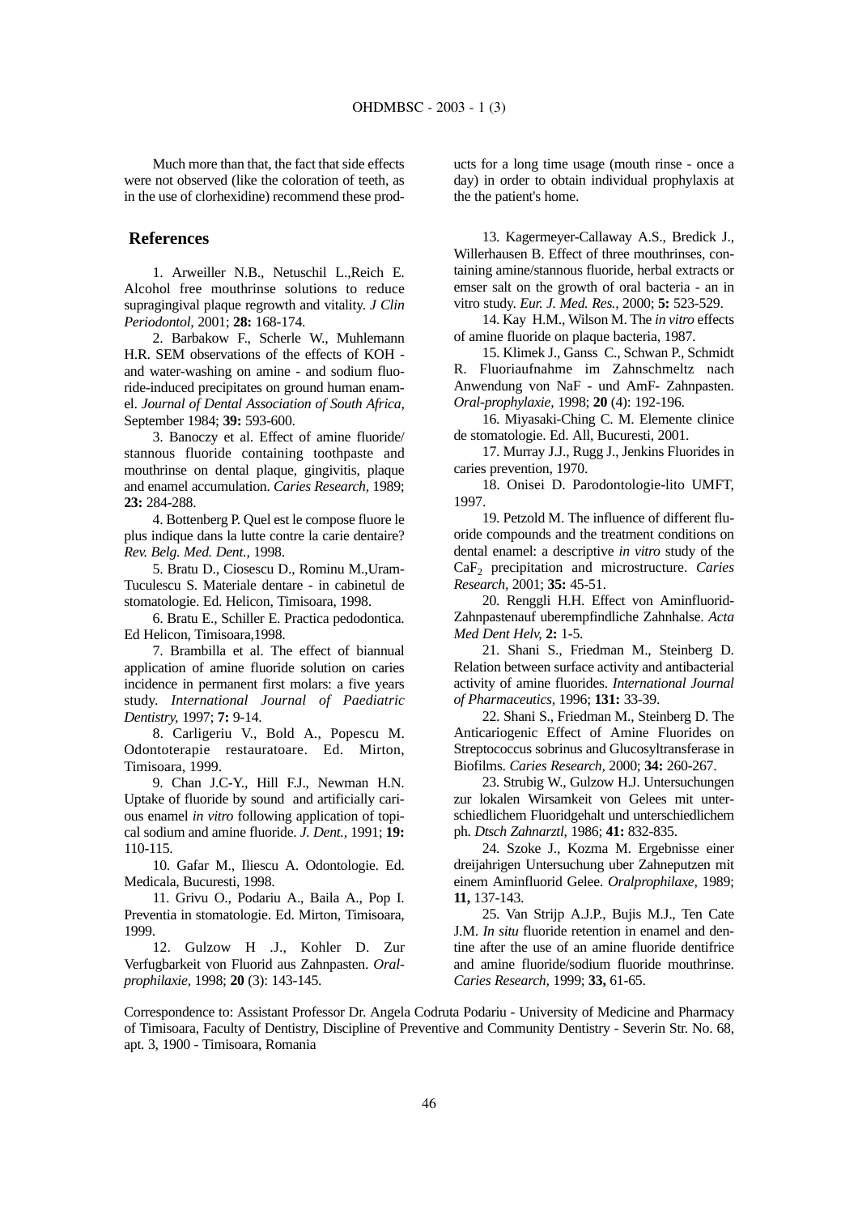Much more than that, the fact that side effects were not observed (like the coloration of teeth, as in the use of clorhexidine) recommend these products for a long time usage (mouth rinse - once a day) in order to obtain individual prophylaxis at the the patient's home.

## References

1. Arweiller N.B., Netuschil L.,Reich E. Alcohol free mouthrinse solutions to reduce supragingival plaque regrowth and vitality. *J Clin Periodontol,* 2001; **28:** 168-174.

2. Barbakow F., Scherle W., Muhlemann H.R. SEM observations of the effects of KOH - and water-washing on amine - and sodium fluoride-induced precipitates on ground human enamel. *Journal of Dental Association of South Africa,* September 1984; **39:** 593-600.

3. Banoczy et al. Effect of amine fluoride/ stannous fluoride containing toothpaste and mouthrinse on dental plaque, gingivitis, plaque and enamel accumulation. *Caries Research,* 1989; **23:** 284-288.

4. Bottenberg P. Quel est le compose fluore le plus indique dans la lutte contre la carie dentaire? *Rev. Belg. Med. Dent.,* 1998.

5. Bratu D., Ciosescu D., Rominu M.,Uram-Tuculescu S. Materiale dentare - in cabinetul de stomatologie. Ed. Helicon, Timisoara, 1998.

6. Bratu E., Schiller E. Practica pedodontica. Ed Helicon, Timisoara,1998.

7. Brambilla et al. The effect of biannual application of amine fluoride solution on caries incidence in permanent first molars: a five years study. *International Journal of Paediatric Dentistry,* 1997; **7:** 9-14.

8. Carligeriu V., Bold A., Popescu M. Odontoterapie restauratoare. Ed. Mirton, Timisoara, 1999.

9. Chan J.C-Y., Hill F.J., Newman H.N. Uptake of fluoride by sound and artificially carious enamel *in vitro* following application of topical sodium and amine fluoride. *J. Dent.,* 1991; **19:** 110-115.

10. Gafar M., Iliescu A. Odontologie. Ed. Medicala, Bucuresti, 1998.

11. Grivu O., Podariu A., Baila A., Pop I. Preventia in stomatologie. Ed. Mirton, Timisoara, 1999.

12. Gulzow H .J., Kohler D. Zur Verfugbarkeit von Fluorid aus Zahnpasten. *Oral-prophilaxie,* 1998; **20** (3): 143-145.

13. Kagermeyer-Callaway A.S., Bredick J., Willerhausen B. Effect of three mouthrinses, containing amine/stannous fluoride, herbal extracts or emser salt on the growth of oral bacteria - an in vitro study. *Eur. J. Med. Res.,* 2000; **5:** 523-529.

14. Kay H.M., Wilson M. The *in vitro* effects of amine fluoride on plaque bacteria, 1987.

15. Klimek J., Ganss C., Schwan P., Schmidt R. Fluoriaufnahme im Zahnschmeltz nach Anwendung von NaF - und AmF- Zahnpasten. *Oral-prophylaxie,* 1998; **20** (4): 192-196.

16. Miyasaki-Ching C. M. Elemente clinice de stomatologie. Ed. All, Bucuresti, 2001.

17. Murray J.J., Rugg J., Jenkins Fluorides in caries prevention, 1970.

18. Onisei D. Parodontologie-lito UMFT, 1997.

19. Petzold M. The influence of different fluoride compounds and the treatment conditions on dental enamel: a descriptive *in vitro* study of the $CaF_2$ precipitation and microstructure. *Caries Research,* 2001; **35:** 45-51.

20. Renggli H.H. Effect von Aminfluorid-Zahnpastenauf uberempfindliche Zahnhalse. *Acta Med Dent Helv,* **2:** 1-5.

21. Shani S., Friedman M., Steinberg D. Relation between surface activity and antibacterial activity of amine fluorides. *International Journal of Pharmaceutics,* 1996; **131:** 33-39.

22. Shani S., Friedman M., Steinberg D. The Anticariogenic Effect of Amine Fluorides on Streptococcus sobrinus and Glucosyltransferase in Biofilms. *Caries Research,* 2000; **34:** 260-267.

23. Strubig W., Gulzow H.J. Untersuchungen zur lokalen Wirsamkeit von Gelees mit unterschiedlichem Fluoridgehalt und unterschiedlichem ph. *Dtsch Zahnarztl,* 1986; **41:** 832-835.

24. Szoke J., Kozma M. Ergebnisse einer dreijahrigen Untersuchung uber Zahneputzen mit einem Aminfluorid Gelee. *Oralprophilaxe,* 1989; **11,** 137-143.

25. Van Strijp A.J.P., Bujis M.J., Ten Cate J.M. *In situ* fluoride retention in enamel and dentine after the use of an amine fluoride dentifrice and amine fluoride/sodium fluoride mouthrinse. *Caries Research,* 1999; **33,** 61-65.

Correspondence to: Assistant Professor Dr. Angela Codruta Podariu - University of Medicine and Pharmacy of Timisoara, Faculty of Dentistry, Discipline of Preventive and Community Dentistry - Severin Str. No. 68, apt. 3, 1900 - Timisoara, Romania